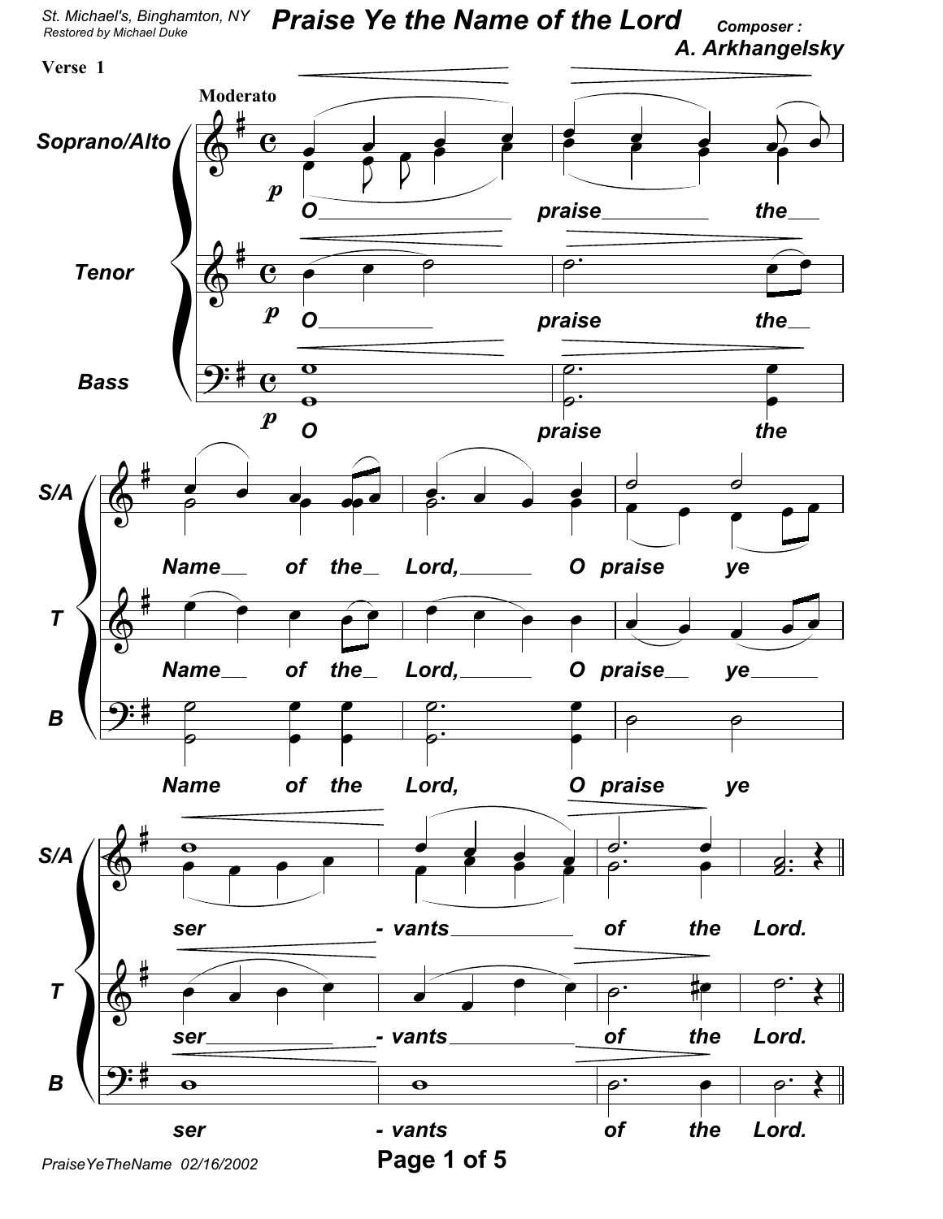St. Michael's, Binghamton, NY
Restored by Michael Duke

# Praise Ye the Name of the Lord

Composer :
**A. Arkhangelsky**

**Verse 1**

**Moderato**

Soprano/Alto: O praise the Name of the Lord, O praise ye servants of the Lord.

Tenor: O praise the Name of the Lord, O praise ye servants of the Lord.

Bass: O praise the Name of the Lord, O praise ye servants of the Lord.

PraiseYeTheName 02/16/2002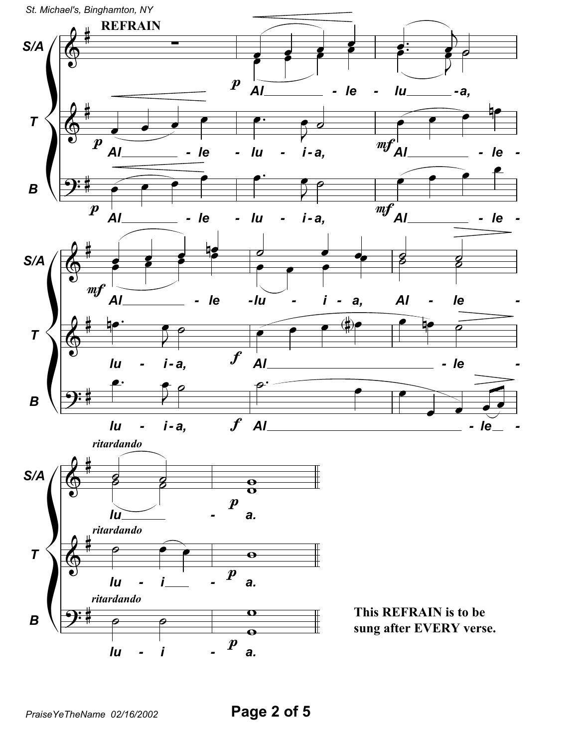**REFRAIN**

This REFRAIN is to be sung after EVERY verse.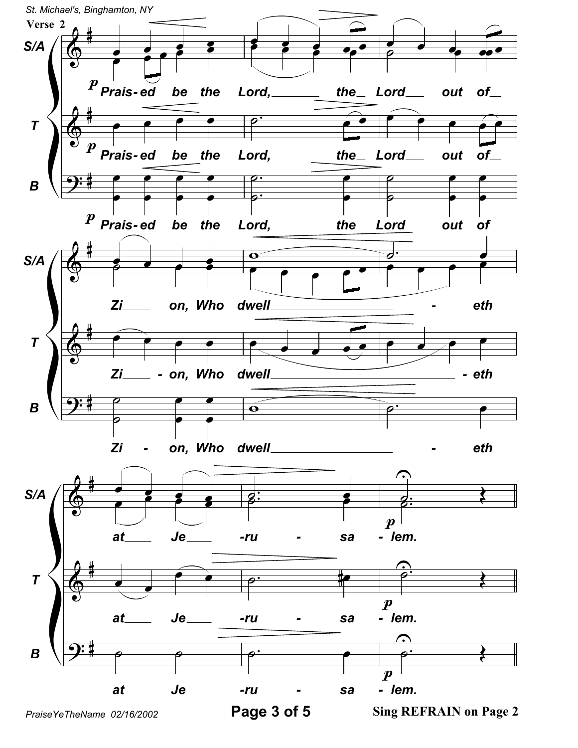Verse 2

S/A: Prais-ed be the Lord, the Lord out of Zi - on, Who dwell - eth at Je - ru - sa - lem.

T: Prais-ed be the Lord, the Lord out of Zi - on, Who dwell - eth at Je - ru - sa - lem.

B: Prais-ed be the Lord, the Lord out of Zi - on, Who dwell - eth at Je - ru - sa - lem.

Sing REFRAIN on Page 2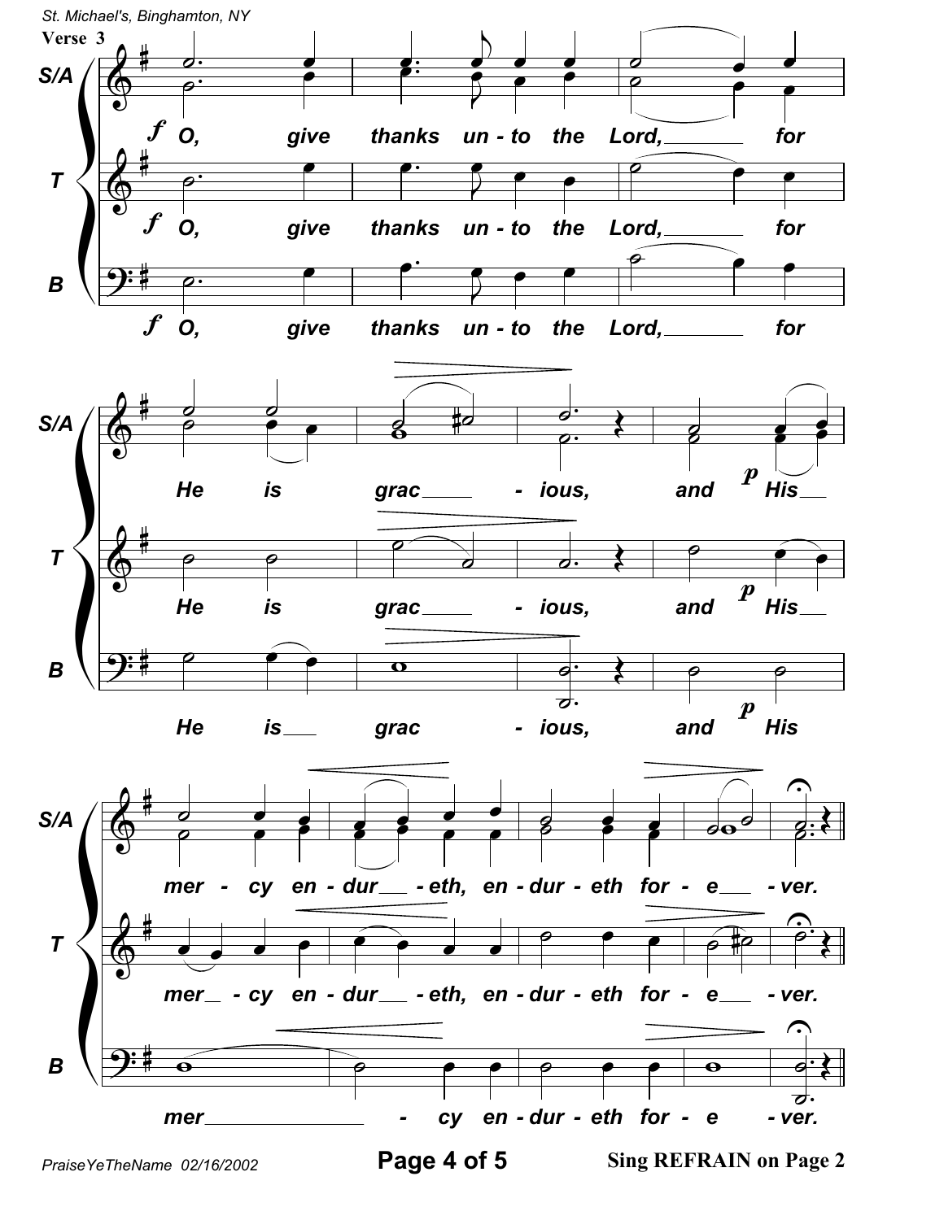St. Michael's, Binghamton, NY

**Verse 3**

S/A: *f* O, give thanks un - to the Lord, ___ for He is grac ___ - ious, and *p* His ___ mer - cy en - dur ___ - eth, en - dur - eth for - e ___ - ver.

T: *f* O, give thanks un - to the Lord, ___ for He is grac ___ - ious, and *p* His ___ mer ___ - cy en - dur ___ - eth, en - dur - eth for - e ___ - ver.

B: *f* O, give thanks un - to the Lord, ___ for He is ___ grac - ious, and *p* His mer ___ - cy en - dur - eth for - e - ver.

PraiseYeTheName 02/16/2002

**Sing REFRAIN on Page 2**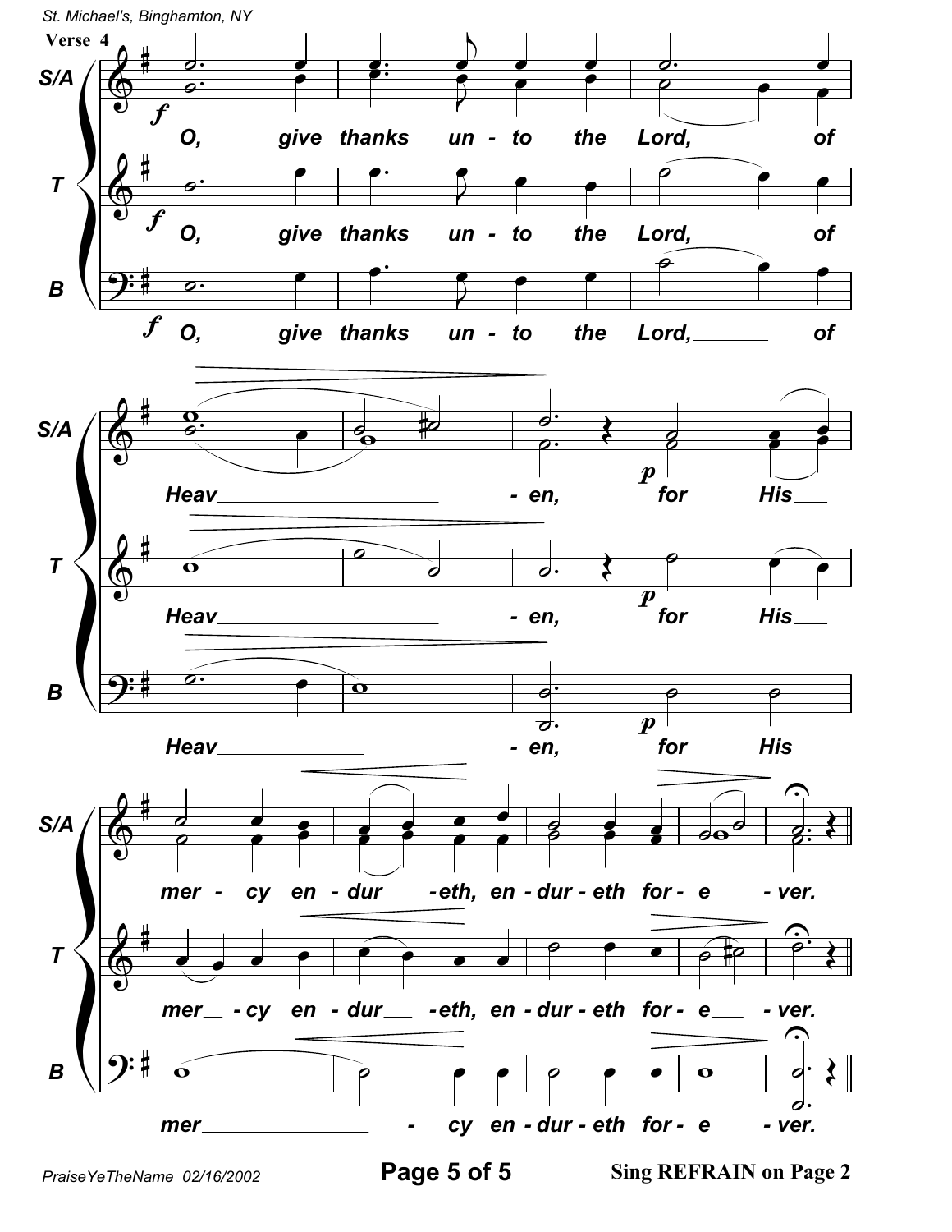Verse 4

*f*

O, give thanks un - to the Lord, of Heav - en, for His mer - cy en - dur - eth, en - dur - eth for - e - ver.

*p*

Sing REFRAIN on Page 2